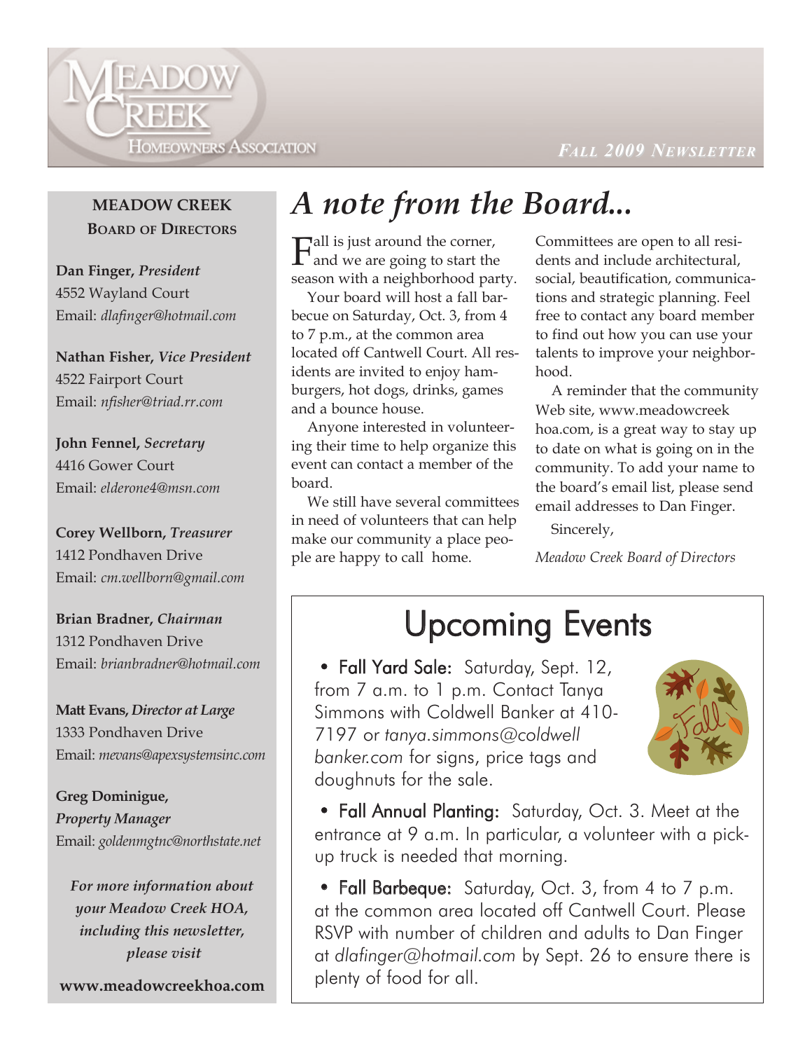# Meadow Creek Homeowners Association

*Fall 2009 Newsletter*

**MEADOW CREEK BOARD OF DIRECTORS**

**Dan Finger,** ***President***
4552 Wayland Court
Email: *dlafinger@hotmail.com*

**Nathan Fisher,** ***Vice President***
4522 Fairport Court
Email: *nfisher@triad.rr.com*

**John Fennel,** ***Secretary***
4416 Gower Court
Email: *elderone4@msn.com*

**Corey Wellborn,** ***Treasurer***
1412 Pondhaven Drive
Email: *cm.wellborn@gmail.com*

**Brian Bradner,** ***Chairman***
1312 Pondhaven Drive
Email: *brianbradner@hotmail.com*

**Matt Evans,** ***Director at Large***
1333 Pondhaven Drive
Email: *mevans@apexsystemsinc.com*

**Greg Dominigue,**
***Property Manager***
Email: *goldenmgtnc@northstate.net*

***For more information about your Meadow Creek HOA, including this newsletter, please visit***

**www.meadowcreekhoa.com**

# A note from the Board...

Fall is just around the corner, and we are going to start the season with a neighborhood party.

Your board will host a fall barbecue on Saturday, Oct. 3, from 4 to 7 p.m., at the common area located off Cantwell Court. All residents are invited to enjoy hamburgers, hot dogs, drinks, games and a bounce house.

Anyone interested in volunteering their time to help organize this event can contact a member of the board.

We still have several committees in need of volunteers that can help make our community a place people are happy to call home.

Committees are open to all residents and include architectural, social, beautification, communications and strategic planning. Feel free to contact any board member to find out how you can use your talents to improve your neighborhood.

A reminder that the community Web site, www.meadowcreekhoa.com, is a great way to stay up to date on what is going on in the community. To add your name to the board's email list, please send email addresses to Dan Finger.

Sincerely,

*Meadow Creek Board of Directors*

## Upcoming Events

- **Fall Yard Sale:** Saturday, Sept. 12, from 7 a.m. to 1 p.m. Contact Tanya Simmons with Coldwell Banker at 410-7197 or *tanya.simmons@coldwellbanker.com* for signs, price tags and doughnuts for the sale.

- **Fall Annual Planting:** Saturday, Oct. 3. Meet at the entrance at 9 a.m. In particular, a volunteer with a pick-up truck is needed that morning.

- **Fall Barbeque:** Saturday, Oct. 3, from 4 to 7 p.m. at the common area located off Cantwell Court. Please RSVP with number of children and adults to Dan Finger at *dlafinger@hotmail.com* by Sept. 26 to ensure there is plenty of food for all.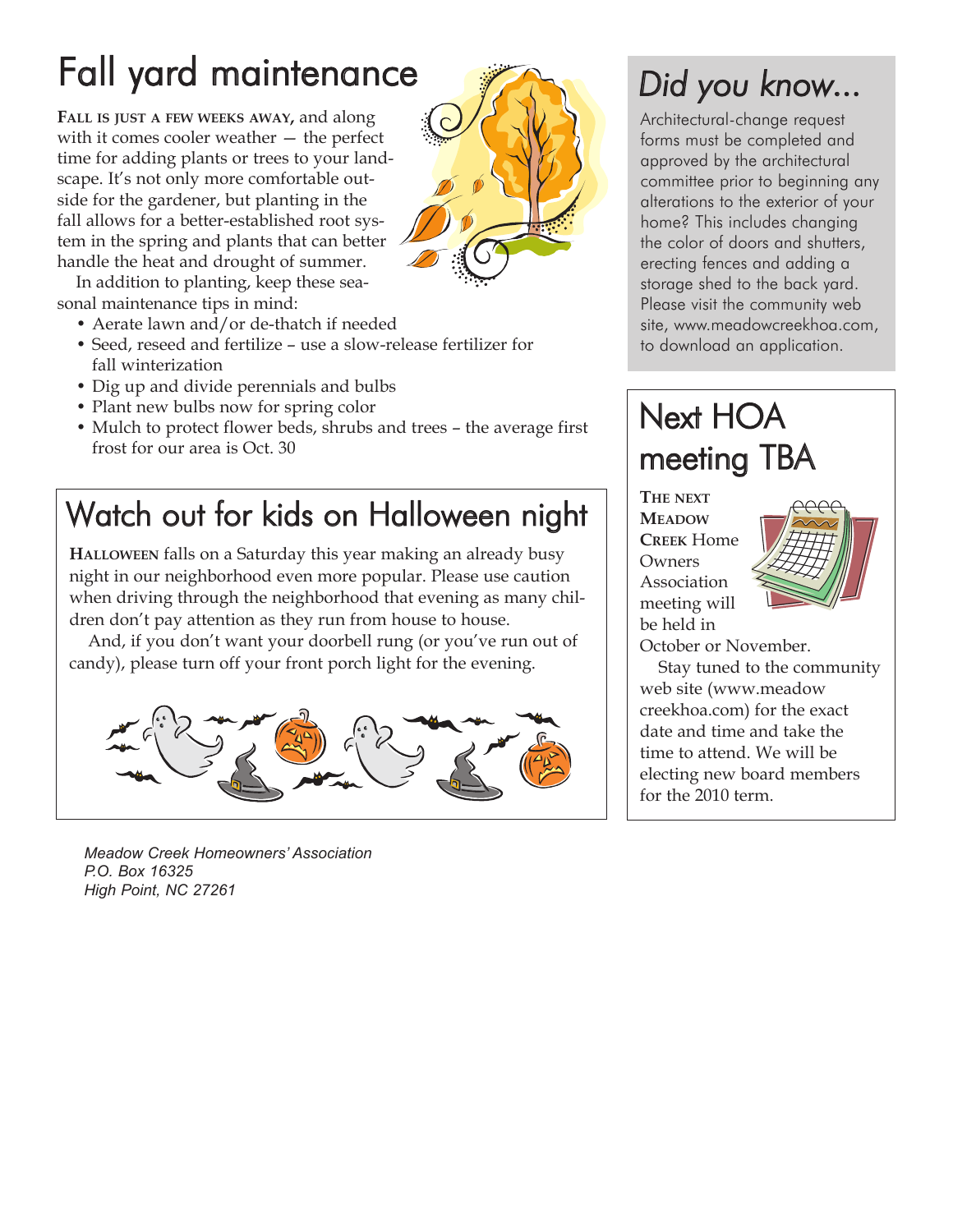# Fall yard maintenance

**Fall is just a few weeks away,** and along with it comes cooler weather — the perfect time for adding plants or trees to your landscape. It's not only more comfortable outside for the gardener, but planting in the fall allows for a better-established root system in the spring and plants that can better handle the heat and drought of summer.

In addition to planting, keep these seasonal maintenance tips in mind:

- Aerate lawn and/or de-thatch if needed
- Seed, reseed and fertilize – use a slow-release fertilizer for fall winterization
- Dig up and divide perennials and bulbs
- Plant new bulbs now for spring color
- Mulch to protect flower beds, shrubs and trees – the average first frost for our area is Oct. 30

## Watch out for kids on Halloween night

**Halloween** falls on a Saturday this year making an already busy night in our neighborhood even more popular. Please use caution when driving through the neighborhood that evening as many children don't pay attention as they run from house to house.

And, if you don't want your doorbell rung (or you've run out of candy), please turn off your front porch light for the evening.

## Did you know...

Architectural-change request forms must be completed and approved by the architectural committee prior to beginning any alterations to the exterior of your home? This includes changing the color of doors and shutters, erecting fences and adding a storage shed to the back yard. Please visit the community web site, www.meadowcreekhoa.com, to download an application.

## Next HOA meeting TBA

**The next Meadow Creek** Home Owners Association meeting will be held in October or November.

Stay tuned to the community web site (www.meadowcreekhoa.com) for the exact date and time and take the time to attend. We will be electing new board members for the 2010 term.

*Meadow Creek Homeowners' Association*
*P.O. Box 16325*
*High Point, NC 27261*